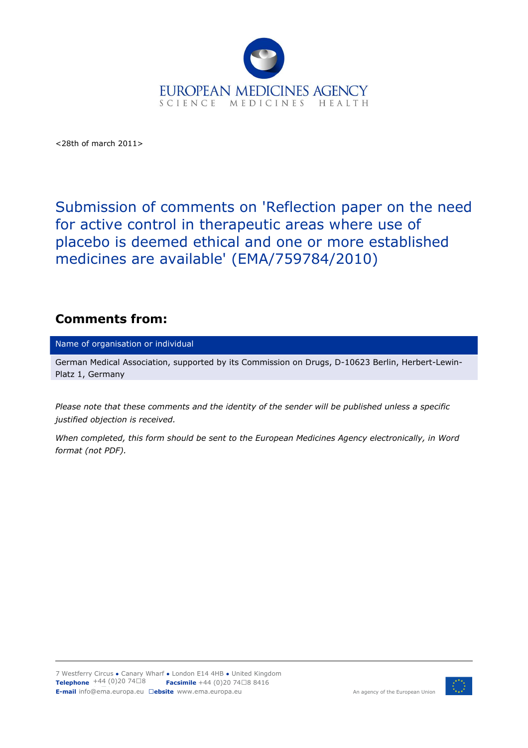<28th of march 2011>

# Submission of comments on 'Reflection paper on the need for active control in therapeutic areas where use of placebo is deemed ethical and one or more established medicines are available' (EMA/759784/2010)

## Comments from:

| Name of organisation or individual |
|---|
| German Medical Association, supported by its Commission on Drugs, D-10623 Berlin, Herbert-Lewin-Platz 1, Germany |

*Please note that these comments and the identity of the sender will be published unless a specific justified objection is received.*

*When completed, this form should be sent to the European Medicines Agency electronically, in Word format (not PDF).*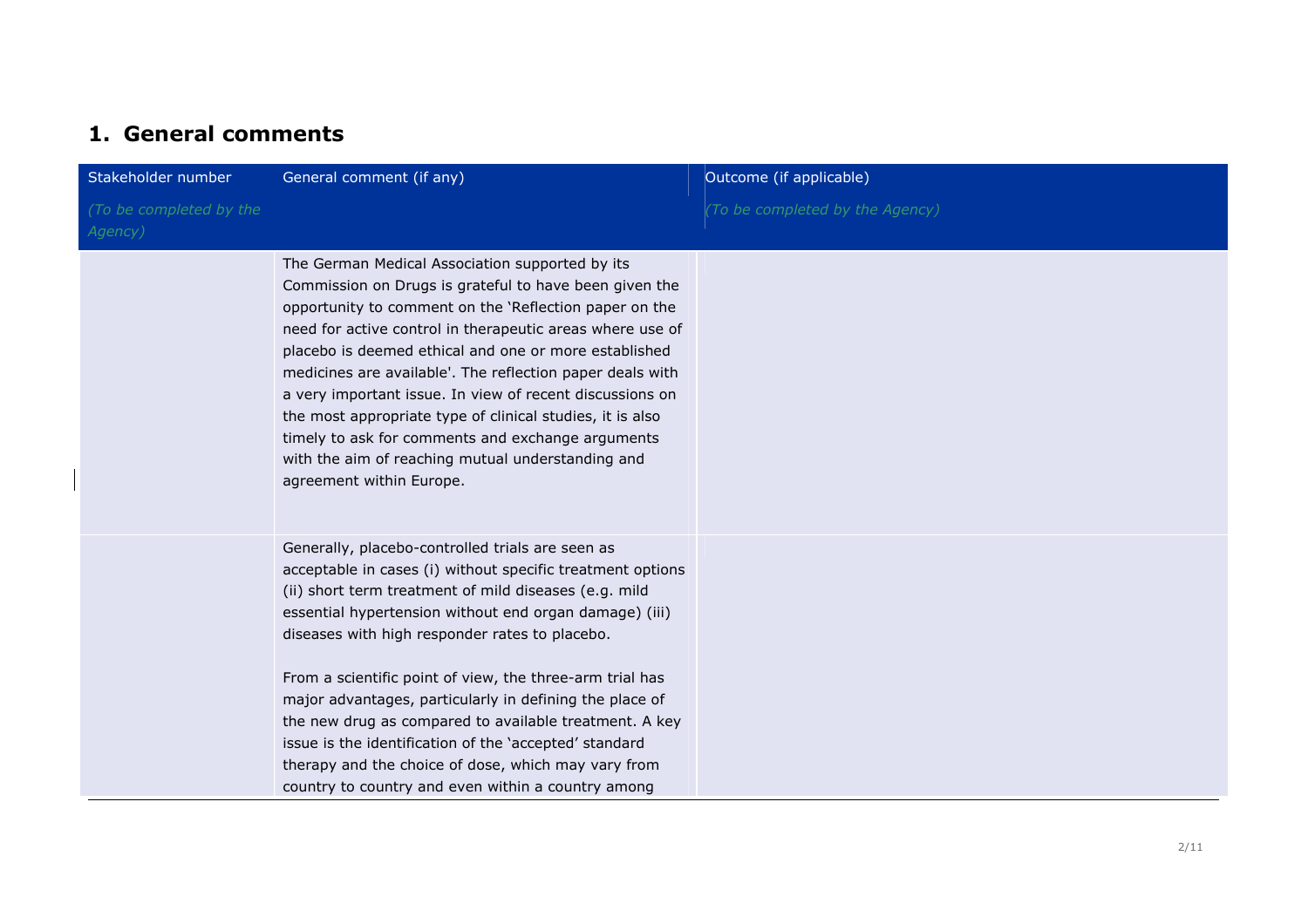## 1. General comments

| Stakeholder number *(To be completed by the Agency)* | General comment (if any) | Outcome (if applicable) *(To be completed by the Agency)* |
|---|---|---|
| | The German Medical Association supported by its Commission on Drugs is grateful to have been given the opportunity to comment on the 'Reflection paper on the need for active control in therapeutic areas where use of placebo is deemed ethical and one or more established medicines are available'. The reflection paper deals with a very important issue. In view of recent discussions on the most appropriate type of clinical studies, it is also timely to ask for comments and exchange arguments with the aim of reaching mutual understanding and agreement within Europe. | |
| | Generally, placebo-controlled trials are seen as acceptable in cases (i) without specific treatment options (ii) short term treatment of mild diseases (e.g. mild essential hypertension without end organ damage) (iii) diseases with high responder rates to placebo.<br><br>From a scientific point of view, the three-arm trial has major advantages, particularly in defining the place of the new drug as compared to available treatment. A key issue is the identification of the 'accepted' standard therapy and the choice of dose, which may vary from country to country and even within a country among | |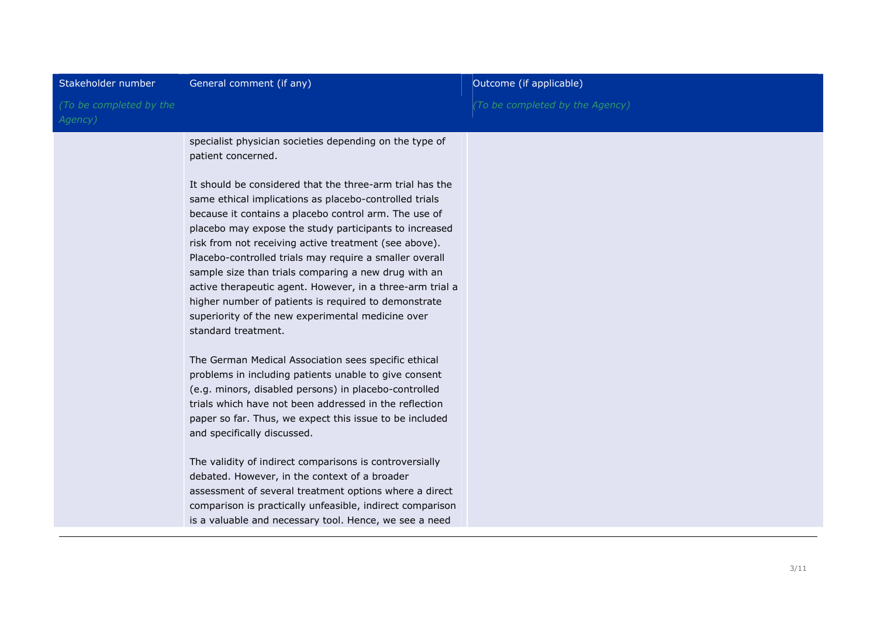| Stakeholder number *(To be completed by the Agency)* | General comment (if any) | Outcome (if applicable) *(To be completed by the Agency)* |
| --- | --- | --- |
| | specialist physician societies depending on the type of patient concerned.<br><br>It should be considered that the three-arm trial has the same ethical implications as placebo-controlled trials because it contains a placebo control arm. The use of placebo may expose the study participants to increased risk from not receiving active treatment (see above). Placebo-controlled trials may require a smaller overall sample size than trials comparing a new drug with an active therapeutic agent. However, in a three-arm trial a higher number of patients is required to demonstrate superiority of the new experimental medicine over standard treatment.<br><br>The German Medical Association sees specific ethical problems in including patients unable to give consent (e.g. minors, disabled persons) in placebo-controlled trials which have not been addressed in the reflection paper so far. Thus, we expect this issue to be included and specifically discussed.<br><br>The validity of indirect comparisons is controversially debated. However, in the context of a broader assessment of several treatment options where a direct comparison is practically unfeasible, indirect comparison is a valuable and necessary tool. Hence, we see a need | |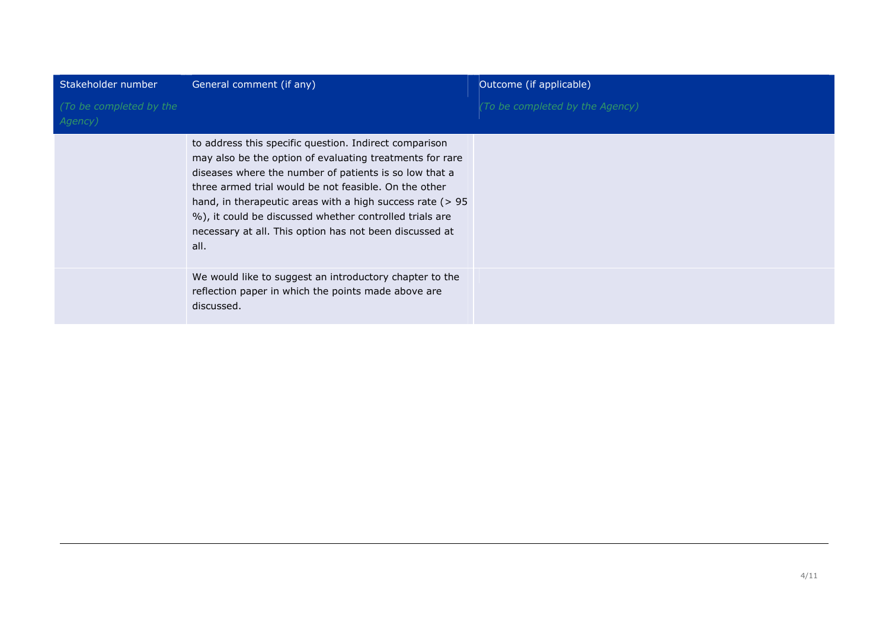| Stakeholder number<br>*(To be completed by the Agency)* | General comment (if any) | Outcome (if applicable)<br>*(To be completed by the Agency)* |
|---|---|---|
| | to address this specific question. Indirect comparison may also be the option of evaluating treatments for rare diseases where the number of patients is so low that a three armed trial would be not feasible. On the other hand, in therapeutic areas with a high success rate (> 95 %), it could be discussed whether controlled trials are necessary at all. This option has not been discussed at all. | |
| | We would like to suggest an introductory chapter to the reflection paper in which the points made above are discussed. | |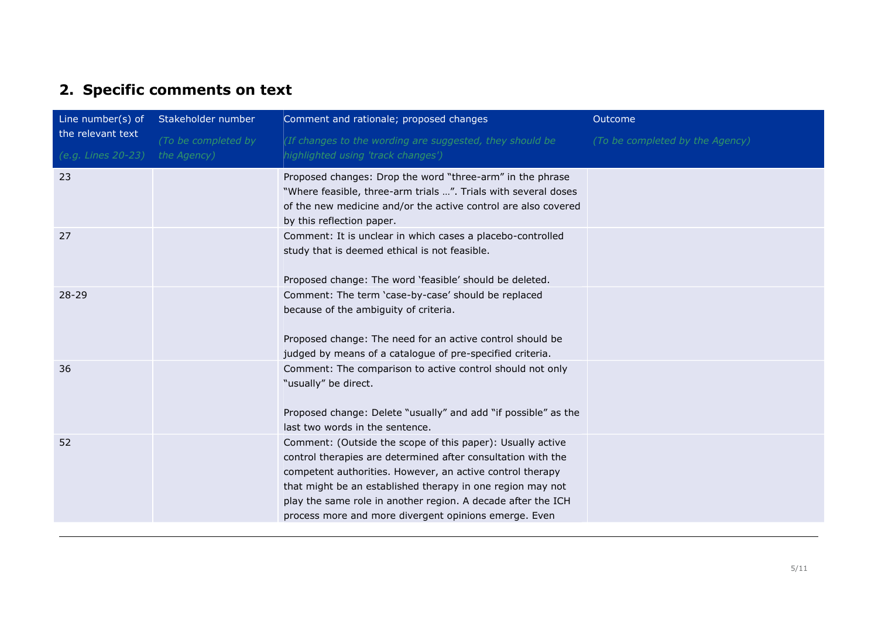## 2. Specific comments on text

| Line number(s) of the relevant text<br>*(e.g. Lines 20-23)* | Stakeholder number<br>*(To be completed by the Agency)* | Comment and rationale; proposed changes<br>*(If changes to the wording are suggested, they should be highlighted using 'track changes')* | Outcome<br>*(To be completed by the Agency)* |
|---|---|---|---|
| 23 | | Proposed changes: Drop the word "three-arm" in the phrase "Where feasible, three-arm trials …". Trials with several doses of the new medicine and/or the active control are also covered by this reflection paper. | |
| 27 | | Comment: It is unclear in which cases a placebo-controlled study that is deemed ethical is not feasible.<br><br>Proposed change: The word 'feasible' should be deleted. | |
| 28-29 | | Comment: The term 'case-by-case' should be replaced because of the ambiguity of criteria.<br><br>Proposed change: The need for an active control should be judged by means of a catalogue of pre-specified criteria. | |
| 36 | | Comment: The comparison to active control should not only "usually" be direct.<br><br>Proposed change: Delete "usually" and add "if possible" as the last two words in the sentence. | |
| 52 | | Comment: (Outside the scope of this paper): Usually active control therapies are determined after consultation with the competent authorities. However, an active control therapy that might be an established therapy in one region may not play the same role in another region. A decade after the ICH process more and more divergent opinions emerge. Even | |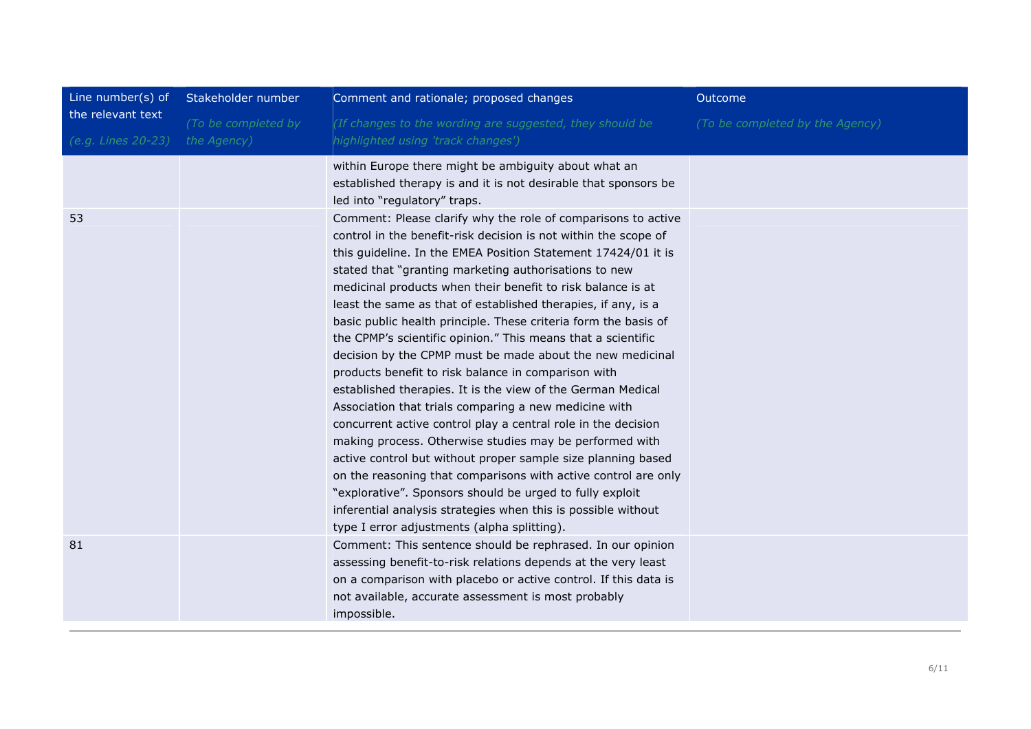| Line number(s) of the relevant text<br>*(e.g. Lines 20-23)* | Stakeholder number<br>*(To be completed by the Agency)* | Comment and rationale; proposed changes<br>*(If changes to the wording are suggested, they should be highlighted using 'track changes')* | Outcome<br>*(To be completed by the Agency)* |
|---|---|---|---|
| | | within Europe there might be ambiguity about what an established therapy is and it is not desirable that sponsors be led into "regulatory" traps. | |
| 53 | | Comment: Please clarify why the role of comparisons to active control in the benefit-risk decision is not within the scope of this guideline. In the EMEA Position Statement 17424/01 it is stated that "granting marketing authorisations to new medicinal products when their benefit to risk balance is at least the same as that of established therapies, if any, is a basic public health principle. These criteria form the basis of the CPMP's scientific opinion." This means that a scientific decision by the CPMP must be made about the new medicinal products benefit to risk balance in comparison with established therapies. It is the view of the German Medical Association that trials comparing a new medicine with concurrent active control play a central role in the decision making process. Otherwise studies may be performed with active control but without proper sample size planning based on the reasoning that comparisons with active control are only "explorative". Sponsors should be urged to fully exploit inferential analysis strategies when this is possible without type I error adjustments (alpha splitting). | |
| 81 | | Comment: This sentence should be rephrased. In our opinion assessing benefit-to-risk relations depends at the very least on a comparison with placebo or active control. If this data is not available, accurate assessment is most probably impossible. | |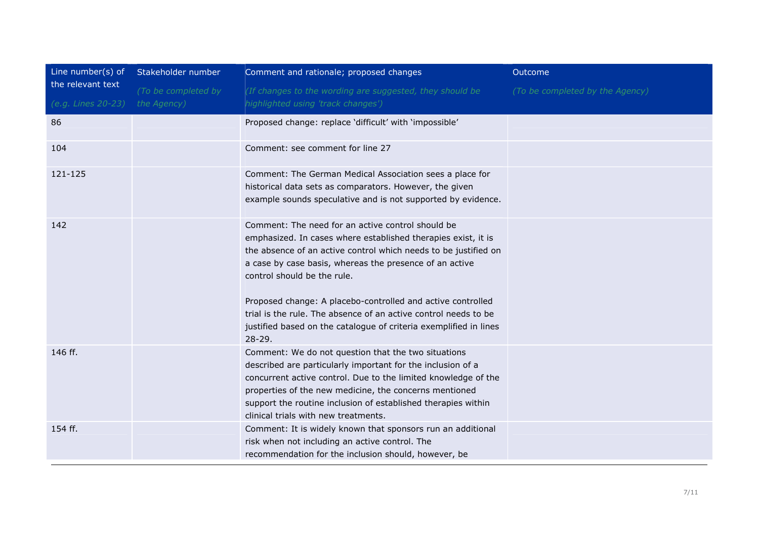| Line number(s) of the relevant text<br>*(e.g. Lines 20-23)* | Stakeholder number<br>*(To be completed by the Agency)* | Comment and rationale; proposed changes<br>*(If changes to the wording are suggested, they should be highlighted using 'track changes')* | Outcome<br>*(To be completed by the Agency)* |
|---|---|---|---|
| 86 | | Proposed change: replace 'difficult' with 'impossible' | |
| 104 | | Comment: see comment for line 27 | |
| 121-125 | | Comment: The German Medical Association sees a place for historical data sets as comparators. However, the given example sounds speculative and is not supported by evidence. | |
| 142 | | Comment: The need for an active control should be emphasized. In cases where established therapies exist, it is the absence of an active control which needs to be justified on a case by case basis, whereas the presence of an active control should be the rule.<br><br>Proposed change: A placebo-controlled and active controlled trial is the rule. The absence of an active control needs to be justified based on the catalogue of criteria exemplified in lines 28-29. | |
| 146 ff. | | Comment: We do not question that the two situations described are particularly important for the inclusion of a concurrent active control. Due to the limited knowledge of the properties of the new medicine, the concerns mentioned support the routine inclusion of established therapies within clinical trials with new treatments. | |
| 154 ff. | | Comment: It is widely known that sponsors run an additional risk when not including an active control. The recommendation for the inclusion should, however, be | |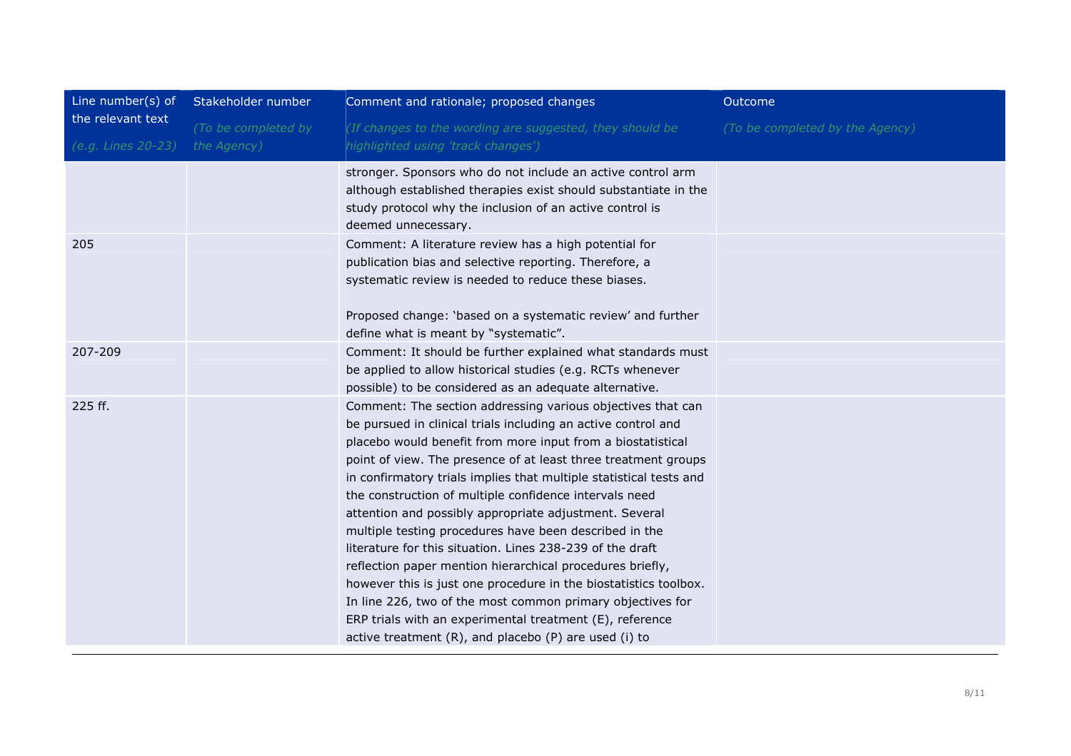| Line number(s) of the relevant text<br>*(e.g. Lines 20-23)* | Stakeholder number<br>*(To be completed by the Agency)* | Comment and rationale; proposed changes<br>*(If changes to the wording are suggested, they should be highlighted using 'track changes')* | Outcome<br>*(To be completed by the Agency)* |
|---|---|---|---|
| | | stronger. Sponsors who do not include an active control arm although established therapies exist should substantiate in the study protocol why the inclusion of an active control is deemed unnecessary. | |
| 205 | | Comment: A literature review has a high potential for publication bias and selective reporting. Therefore, a systematic review is needed to reduce these biases.<br><br>Proposed change: 'based on a systematic review' and further define what is meant by "systematic". | |
| 207-209 | | Comment: It should be further explained what standards must be applied to allow historical studies (e.g. RCTs whenever possible) to be considered as an adequate alternative. | |
| 225 ff. | | Comment: The section addressing various objectives that can be pursued in clinical trials including an active control and placebo would benefit from more input from a biostatistical point of view. The presence of at least three treatment groups in confirmatory trials implies that multiple statistical tests and the construction of multiple confidence intervals need attention and possibly appropriate adjustment. Several multiple testing procedures have been described in the literature for this situation. Lines 238-239 of the draft reflection paper mention hierarchical procedures briefly, however this is just one procedure in the biostatistics toolbox. In line 226, two of the most common primary objectives for ERP trials with an experimental treatment (E), reference active treatment (R), and placebo (P) are used (i) to | |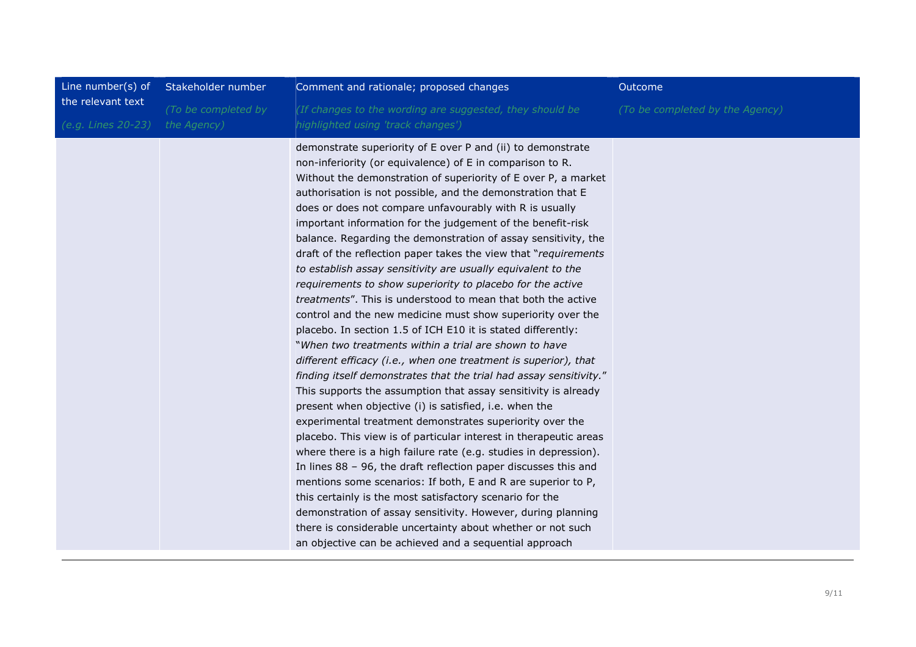| Line number(s) of the relevant text<br>*(e.g. Lines 20-23)* | Stakeholder number<br>*(To be completed by the Agency)* | Comment and rationale; proposed changes<br>*(If changes to the wording are suggested, they should be highlighted using 'track changes')* | Outcome<br>*(To be completed by the Agency)* |
|---|---|---|---|
| | | demonstrate superiority of E over P and (ii) to demonstrate non-inferiority (or equivalence) of E in comparison to R. Without the demonstration of superiority of E over P, a market authorisation is not possible, and the demonstration that E does or does not compare unfavourably with R is usually important information for the judgement of the benefit-risk balance. Regarding the demonstration of assay sensitivity, the draft of the reflection paper takes the view that "*requirements to establish assay sensitivity are usually equivalent to the requirements to show superiority to placebo for the active treatments*". This is understood to mean that both the active control and the new medicine must show superiority over the placebo. In section 1.5 of ICH E10 it is stated differently: "*When two treatments within a trial are shown to have different efficacy (i.e., when one treatment is superior), that finding itself demonstrates that the trial had assay sensitivity.*" This supports the assumption that assay sensitivity is already present when objective (i) is satisfied, i.e. when the experimental treatment demonstrates superiority over the placebo. This view is of particular interest in therapeutic areas where there is a high failure rate (e.g. studies in depression). In lines 88 – 96, the draft reflection paper discusses this and mentions some scenarios: If both, E and R are superior to P, this certainly is the most satisfactory scenario for the demonstration of assay sensitivity. However, during planning there is considerable uncertainty about whether or not such an objective can be achieved and a sequential approach | |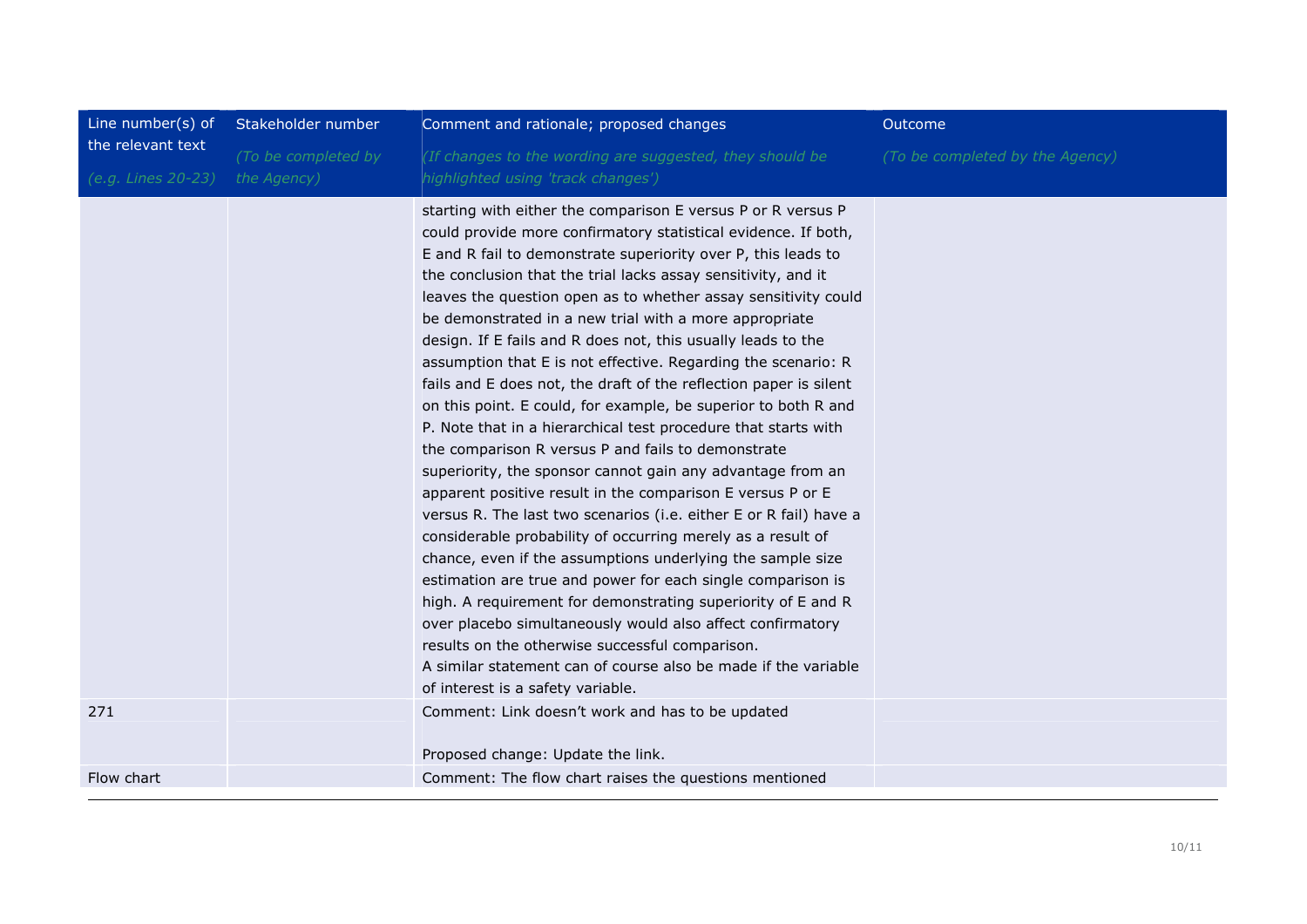| Line number(s) of the relevant text<br>*(e.g. Lines 20-23)* | Stakeholder number<br>*(To be completed by the Agency)* | Comment and rationale; proposed changes<br>*(If changes to the wording are suggested, they should be highlighted using 'track changes')* | Outcome<br>*(To be completed by the Agency)* |
|---|---|---|---|
| | | starting with either the comparison E versus P or R versus P could provide more confirmatory statistical evidence. If both, E and R fail to demonstrate superiority over P, this leads to the conclusion that the trial lacks assay sensitivity, and it leaves the question open as to whether assay sensitivity could be demonstrated in a new trial with a more appropriate design. If E fails and R does not, this usually leads to the assumption that E is not effective. Regarding the scenario: R fails and E does not, the draft of the reflection paper is silent on this point. E could, for example, be superior to both R and P. Note that in a hierarchical test procedure that starts with the comparison R versus P and fails to demonstrate superiority, the sponsor cannot gain any advantage from an apparent positive result in the comparison E versus P or E versus R. The last two scenarios (i.e. either E or R fail) have a considerable probability of occurring merely as a result of chance, even if the assumptions underlying the sample size estimation are true and power for each single comparison is high. A requirement for demonstrating superiority of E and R over placebo simultaneously would also affect confirmatory results on the otherwise successful comparison.<br>A similar statement can of course also be made if the variable of interest is a safety variable. | |
| 271 | | Comment: Link doesn't work and has to be updated<br><br>Proposed change: Update the link. | |
| Flow chart | | Comment: The flow chart raises the questions mentioned | |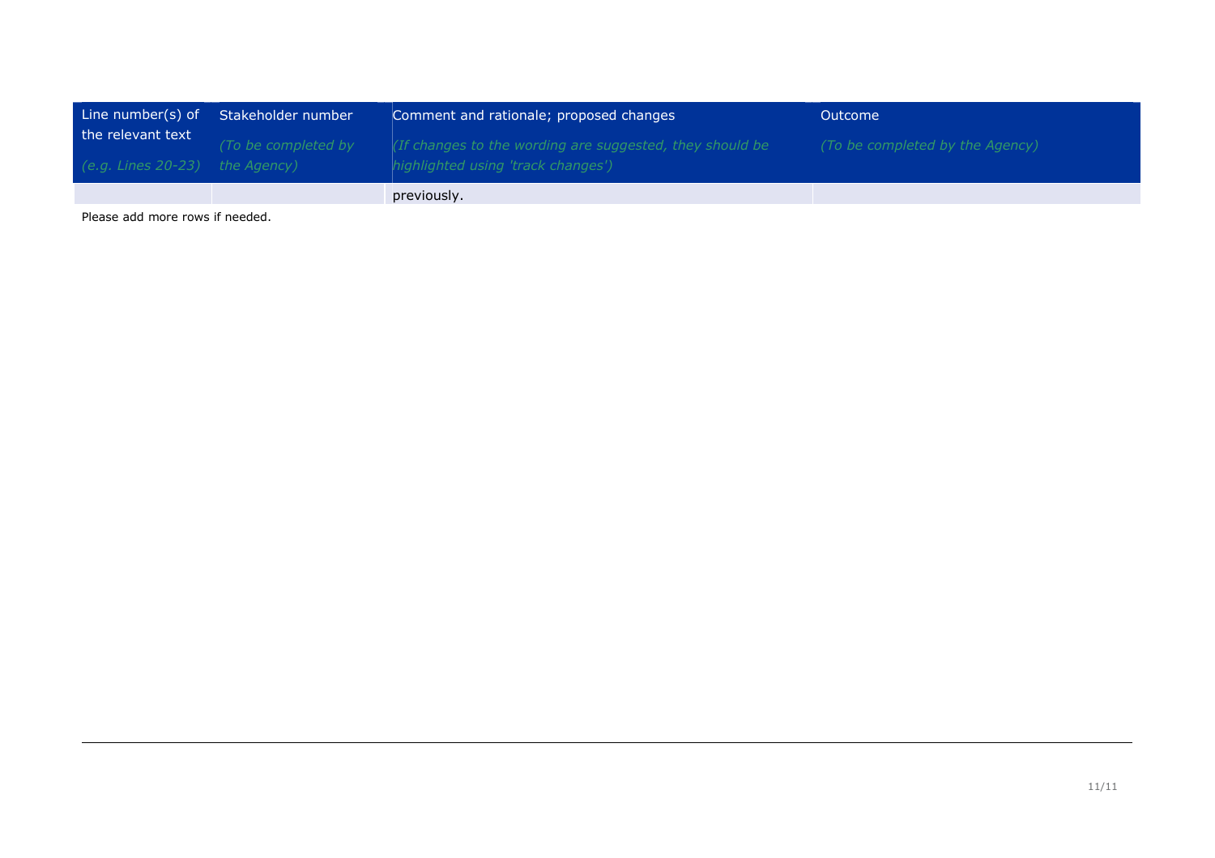| Line number(s) of the relevant text *(e.g. Lines 20-23)* | Stakeholder number *(To be completed by the Agency)* | Comment and rationale; proposed changes *(If changes to the wording are suggested, they should be highlighted using 'track changes')* | Outcome *(To be completed by the Agency)* |
|---|---|---|---|
| | | previously. | |

Please add more rows if needed.